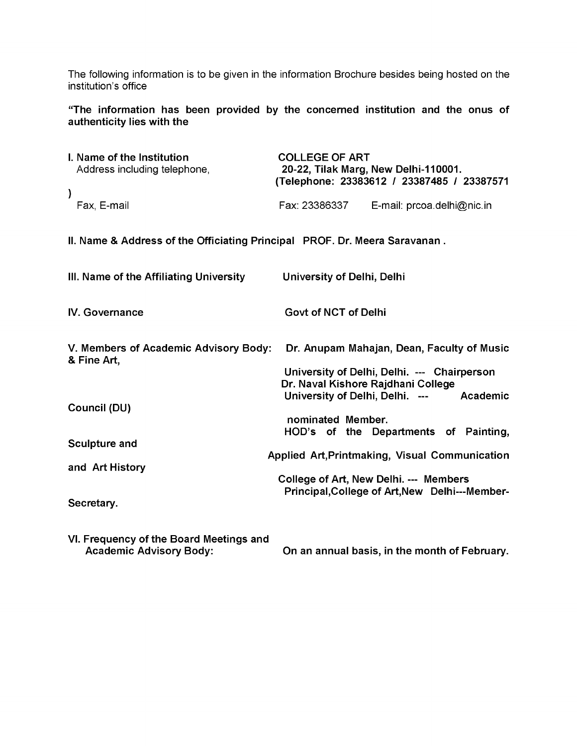The following information is to be given in the information Brochure besides being hosted on the institution's office

**"The information has been provided by the concerned institution and the onus of authenticity lies with the**

**I. Name of the Institution** — **COLLEGE OF ART**

Address including telephone, — **20-22, Tilak Marg, New Delhi-110001. (Telephone: 23383612 / 23387485 / 23387571 )**

Fax, E-mail — Fax: 23386337 E-mail: prcoa.delhi@nic.in

**II. Name & Address of the Officiating Principal PROF. Dr. Meera Saravanan .**

**III. Name of the Affiliating University** — **University of Delhi, Delhi**

**IV. Governance** — **Govt of NCT of Delhi**

**V. Members of Academic Advisory Body:** — **Dr. Anupam Mahajan, Dean, Faculty of Music & Fine Art, University of Delhi, Delhi. --- Chairperson**

**Dr. Naval Kishore Rajdhani College University of Delhi, Delhi. --- Academic Council (DU) nominated Member.**

**HOD's of the Departments of Painting, Sculpture and Applied Art,Printmaking, Visual Communication and Art History College of Art, New Delhi. --- Members**

**Principal,College of Art,New Delhi---Member-Secretary.**

**VI. Frequency of the Board Meetings and Academic Advisory Body:** — **On an annual basis, in the month of February.**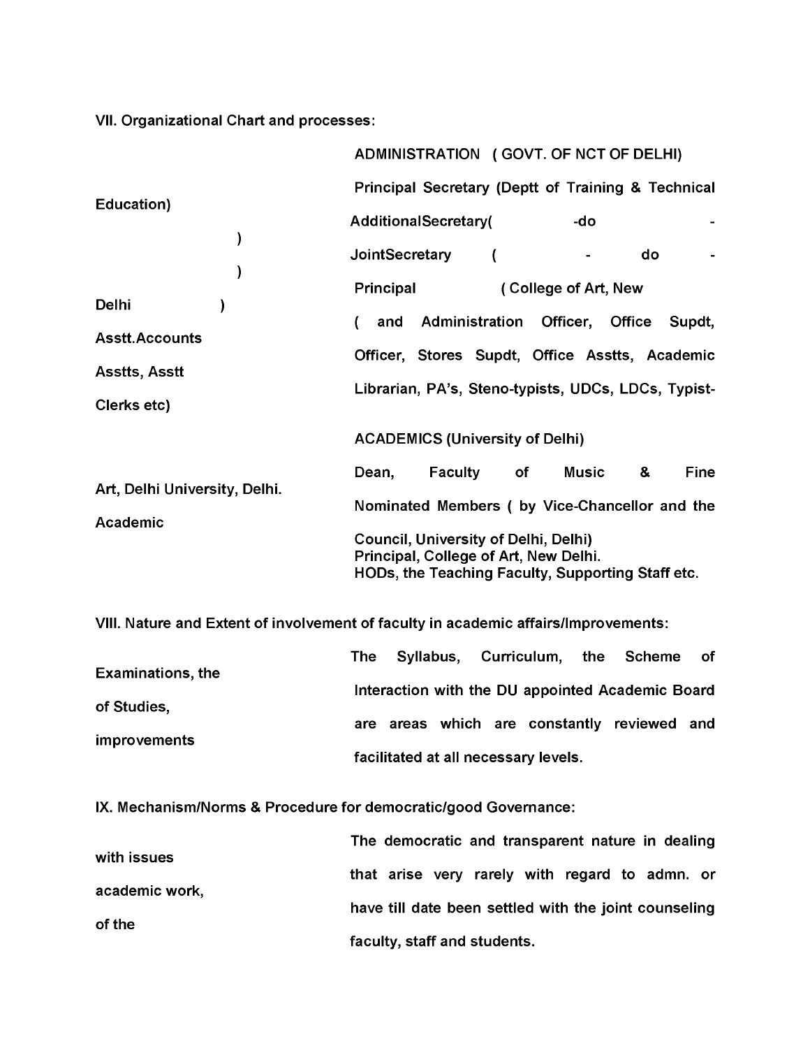VII. Organizational Chart and processes:

| | |
|---|---|
| | ADMINISTRATION ( GOVT. OF NCT OF DELHI) |
| Education) | Principal Secretary (Deptt of Training & Technical |
| ) | AdditionalSecretary( -do - |
| ) | JointSecretary ( - do - |
| Delhi ) | Principal ( College of Art, New |
| Asstt.Accounts | ( and Administration Officer, Office Supdt, |
| Asstts, Asstt | Officer, Stores Supdt, Office Asstts, Academic |
| Clerks etc) | Librarian, PA's, Steno-typists, UDCs, LDCs, Typist- |
| | ACADEMICS (University of Delhi) |
| Art, Delhi University, Delhi. | Dean, Faculty of Music & Fine |
| Academic | Nominated Members ( by Vice-Chancellor and the |
| | Council, University of Delhi, Delhi) |
| | Principal, College of Art, New Delhi. |
| | HODs, the Teaching Faculty, Supporting Staff etc. |

VIII. Nature and Extent of involvement of faculty in academic affairs/Improvements:

| | |
|---|---|
| Examinations, the | The Syllabus, Curriculum, the Scheme of |
| of Studies, | Interaction with the DU appointed Academic Board |
| improvements | are areas which are constantly reviewed and |
| | facilitated at all necessary levels. |

IX. Mechanism/Norms & Procedure for democratic/good Governance:

| | |
|---|---|
| with issues | The democratic and transparent nature in dealing |
| academic work, | that arise very rarely with regard to admn. or |
| of the | have till date been settled with the joint counseling |
| | faculty, staff and students. |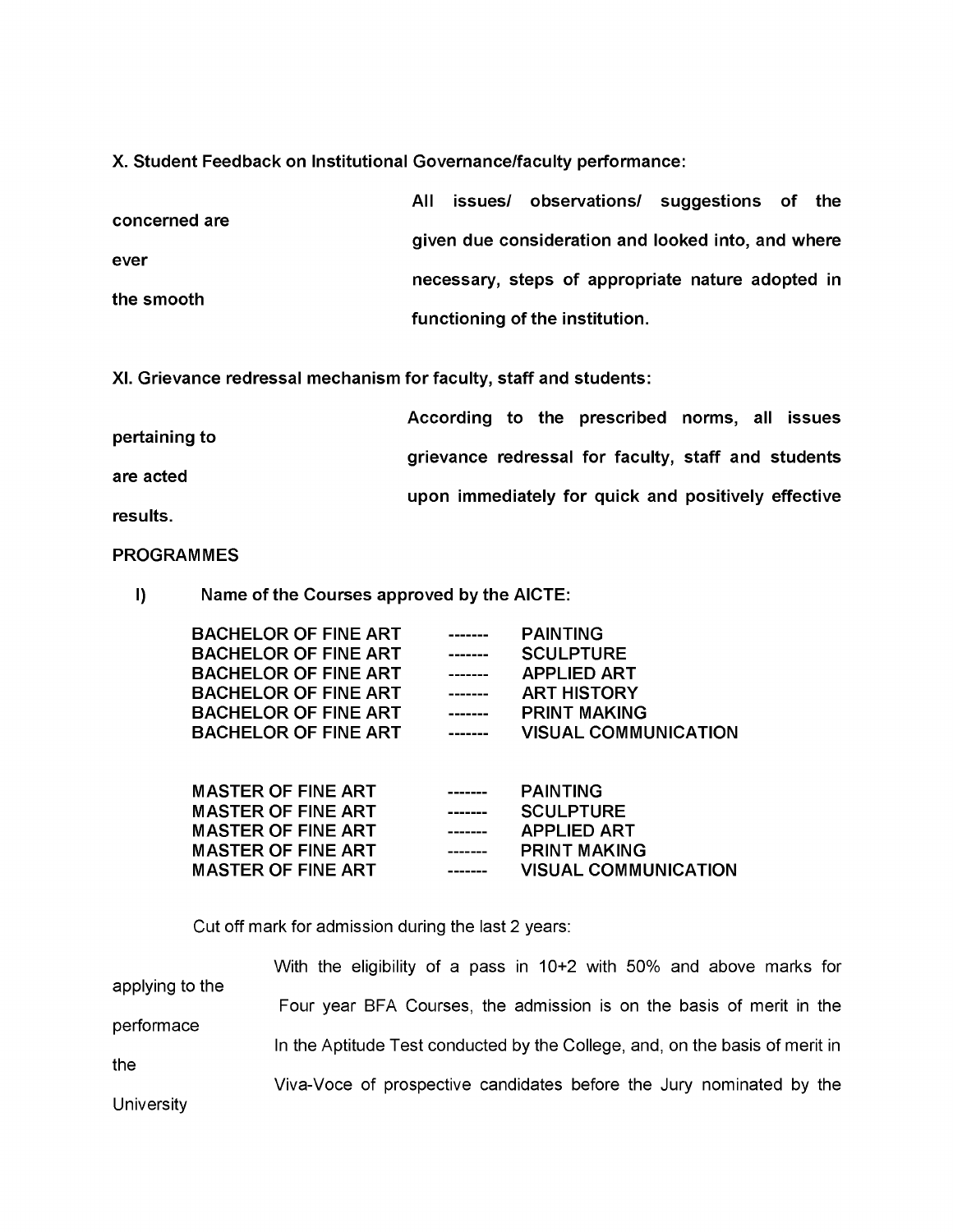**X. Student Feedback on Institutional Governance/faculty performance:**

**All issues/ observations/ suggestions of the concerned are given due consideration and looked into, and where ever necessary, steps of appropriate nature adopted in the smooth functioning of the institution.**

**XI. Grievance redressal mechanism for faculty, staff and students:**

**According to the prescribed norms, all issues pertaining to grievance redressal for faculty, staff and students are acted upon immediately for quick and positively effective results.**

**PROGRAMMES**

**I) Name of the Courses approved by the AICTE:**

**BACHELOR OF FINE ART ------- PAINTING**
**BACHELOR OF FINE ART ------- SCULPTURE**
**BACHELOR OF FINE ART ------- APPLIED ART**
**BACHELOR OF FINE ART ------- ART HISTORY**
**BACHELOR OF FINE ART ------- PRINT MAKING**
**BACHELOR OF FINE ART ------- VISUAL COMMUNICATION**

**MASTER OF FINE ART ------- PAINTING**
**MASTER OF FINE ART ------- SCULPTURE**
**MASTER OF FINE ART ------- APPLIED ART**
**MASTER OF FINE ART ------- PRINT MAKING**
**MASTER OF FINE ART ------- VISUAL COMMUNICATION**

Cut off mark for admission during the last 2 years:

With the eligibility of a pass in 10+2 with 50% and above marks for applying to the Four year BFA Courses, the admission is on the basis of merit in the performace In the Aptitude Test conducted by the College, and, on the basis of merit in the Viva-Voce of prospective candidates before the Jury nominated by the University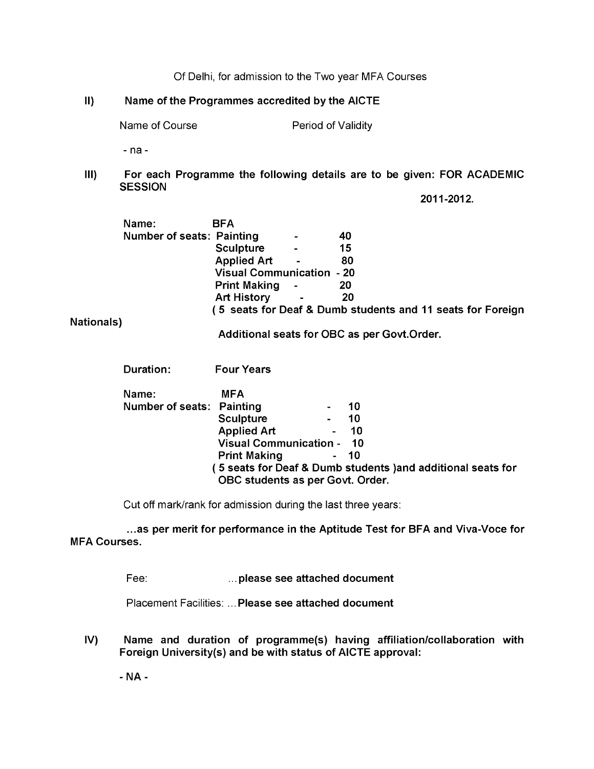Of Delhi, for admission to the Two year MFA Courses

**II) Name of the Programmes accredited by the AICTE**

| Name of Course | Period of Validity |
|---|---|
| - na - | |

**III) For each Programme the following details are to be given: FOR ACADEMIC SESSION 2011-2012.**

**Name:** **BFA**

**Number of seats:**

| Course | Seats |
|---|---|
| **Painting** | **40** |
| **Sculpture** | **15** |
| **Applied Art** | **80** |
| **Visual Communication** | **20** |
| **Print Making** | **20** |
| **Art History** | **20** |

**( 5 seats for Deaf & Dumb students and 11 seats for Foreign Nationals)**

**Additional seats for OBC as per Govt.Order.**

**Duration:** **Four Years**

**Name:** **MFA**

**Number of seats:**

| Course | Seats |
|---|---|
| **Painting** | **10** |
| **Sculpture** | **10** |
| **Applied Art** | **10** |
| **Visual Communication** | **10** |
| **Print Making** | **10** |

**( 5 seats for Deaf & Dumb students )and additional seats for OBC students as per Govt. Order.**

Cut off mark/rank for admission during the last three years:

**...as per merit for performance in the Aptitude Test for BFA and Viva-Voce for MFA Courses.**

Fee: **...please see attached document**

Placement Facilities: **...Please see attached document**

**IV) Name and duration of programme(s) having affiliation/collaboration with Foreign University(s) and be with status of AICTE approval:**

**- NA -**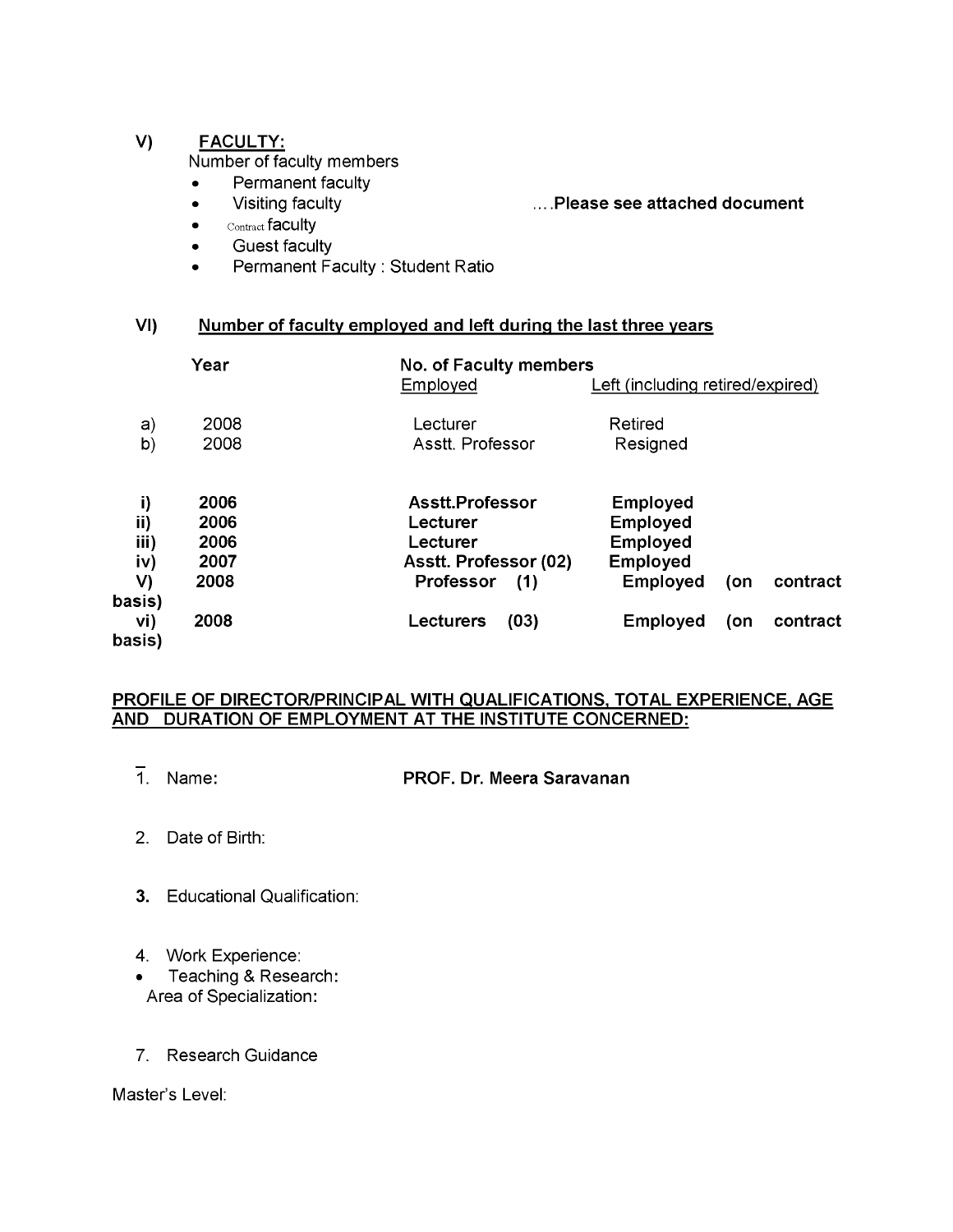## V) FACULTY:

Number of faculty members

- Permanent faculty
- Visiting faculty ….**Please see attached document**
- Contract faculty
- Guest faculty
- Permanent Faculty : Student Ratio

## VI) Number of faculty employed and left during the last three years

| | Year | No. of Faculty members Employed | Left (including retired/expired) |
|---|---|---|---|
| a) | 2008 | Lecturer | Retired |
| b) | 2008 | Asstt. Professor | Resigned |

| | | | |
|---|---|---|---|
| **i)** | **2006** | **Asstt.Professor** | **Employed** |
| **ii)** | **2006** | **Lecturer** | **Employed** |
| **iii)** | **2006** | **Lecturer** | **Employed** |
| **iv)** | **2007** | **Asstt. Professor (02)** | **Employed** |
| **V)** | **2008** | **Professor (1)** | **Employed (on contract basis)** |
| **vi)** | **2008** | **Lecturers (03)** | **Employed (on contract basis)** |

**PROFILE OF DIRECTOR/PRINCIPAL WITH QUALIFICATIONS, TOTAL EXPERIENCE, AGE AND DURATION OF EMPLOYMENT AT THE INSTITUTE CONCERNED:**

1. Name: **PROF. Dr. Meera Saravanan**

2. Date of Birth:

3. Educational Qualification:

4. Work Experience:

- Teaching & Research:

  Area of Specialization:

7. Research Guidance

Master's Level: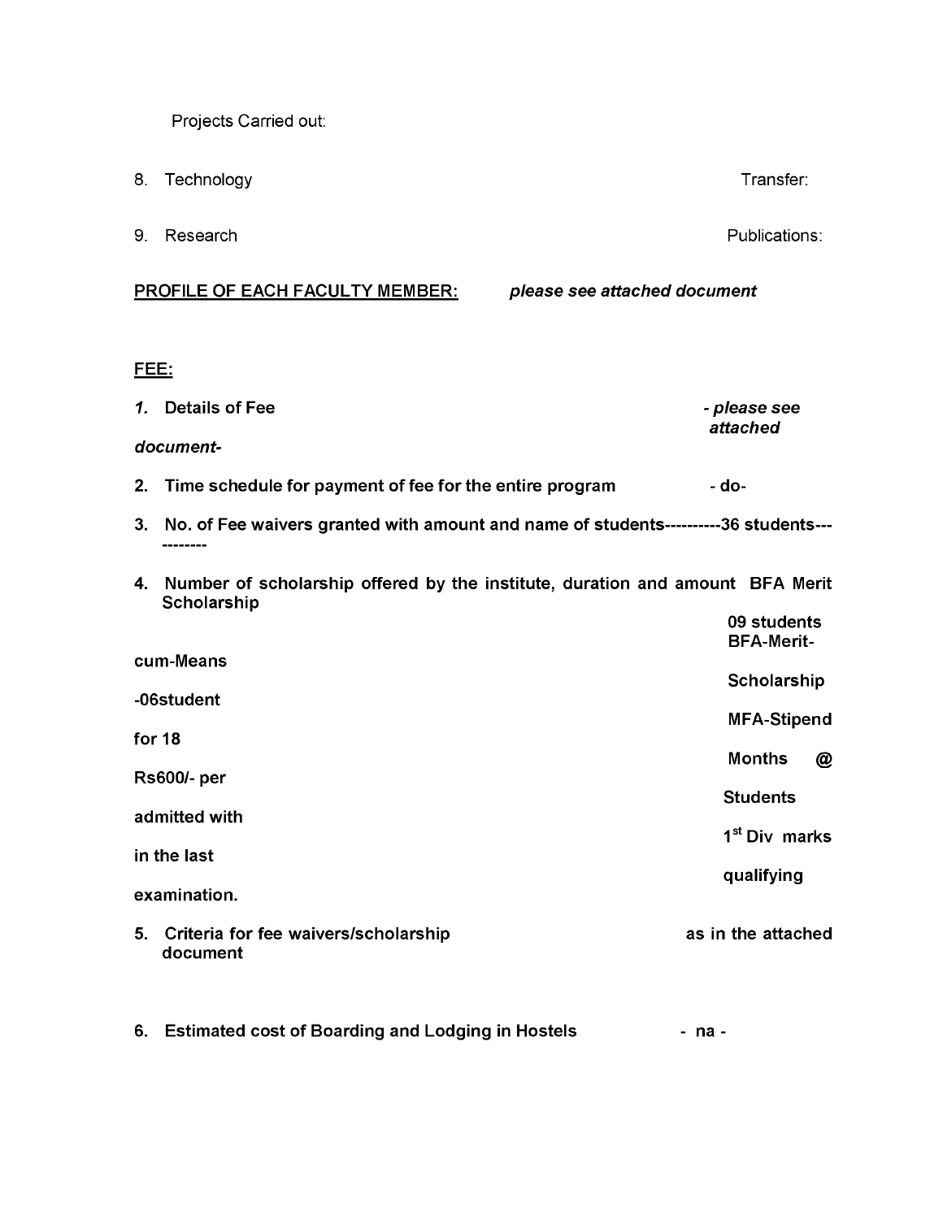Projects Carried out:

8. Technology Transfer:

9. Research Publications:

**<u>PROFILE OF EACH FACULTY MEMBER:</u>** ***please see attached document***

**<u>FEE:</u>**

1. **Details of Fee** ***- please see attached document-***

2. **Time schedule for payment of fee for the entire program** **- do-**

3. **No. of Fee waivers granted with amount and name of students----------36 students-----------**

4. **Number of scholarship offered by the institute, duration and amount BFA Merit Scholarship 09 students BFA-Merit-cum-Means Scholarship -06student MFA-Stipend for 18 Months @ Rs600/- per Students admitted with 1st Div marks in the last qualifying examination.**

5. **Criteria for fee waivers/scholarship as in the attached document**

6. **Estimated cost of Boarding and Lodging in Hostels - na -**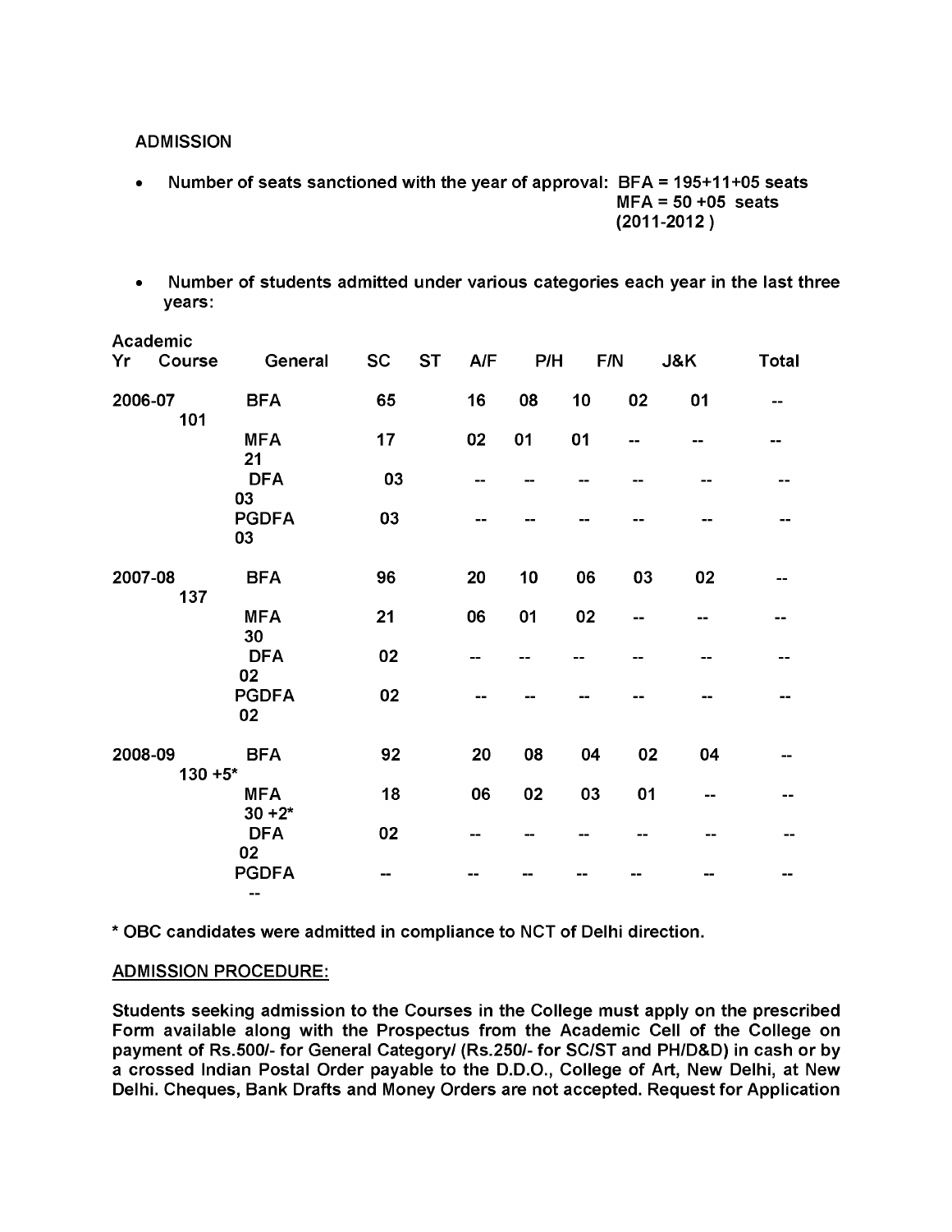ADMISSION

- Number of seats sanctioned with the year of approval: BFA = 195+11+05 seats
  MFA = 50 +05 seats
  (2011-2012 )

- Number of students admitted under various categories each year in the last three years:

| Academic Yr | Course | General | SC | ST | A/F | P/H | F/N | J&K | Total |
|---|---|---|---|---|---|---|---|---|---|
| 2006-07 | BFA 101 | 65 | | 16 | 08 | 10 | 02 | 01 | -- |
| | MFA 21 | 17 | | 02 | 01 | 01 | -- | -- | -- |
| | DFA 03 | 03 | | -- | -- | -- | -- | -- | -- |
| | PGDFA 03 | 03 | | -- | -- | -- | -- | -- | -- |
| 2007-08 | BFA 137 | 96 | | 20 | 10 | 06 | 03 | 02 | -- |
| | MFA 30 | 21 | | 06 | 01 | 02 | -- | -- | -- |
| | DFA 02 | 02 | | -- | -- | -- | -- | -- | -- |
| | PGDFA 02 | 02 | | -- | -- | -- | -- | -- | -- |
| 2008-09 | BFA 130 +5* | 92 | | 20 | 08 | 04 | 02 | 04 | -- |
| | MFA 30 +2* | 18 | | 06 | 02 | 03 | 01 | -- | -- |
| | DFA 02 | 02 | | -- | -- | -- | -- | -- | -- |
| | PGDFA -- | -- | | -- | -- | -- | -- | -- | -- |

* OBC candidates were admitted in compliance to NCT of Delhi direction.

**ADMISSION PROCEDURE:**

Students seeking admission to the Courses in the College must apply on the prescribed Form available along with the Prospectus from the Academic Cell of the College on payment of Rs.500/- for General Category/ (Rs.250/- for SC/ST and PH/D&D) in cash or by a crossed Indian Postal Order payable to the D.D.O., College of Art, New Delhi, at New Delhi. Cheques, Bank Drafts and Money Orders are not accepted. Request for Application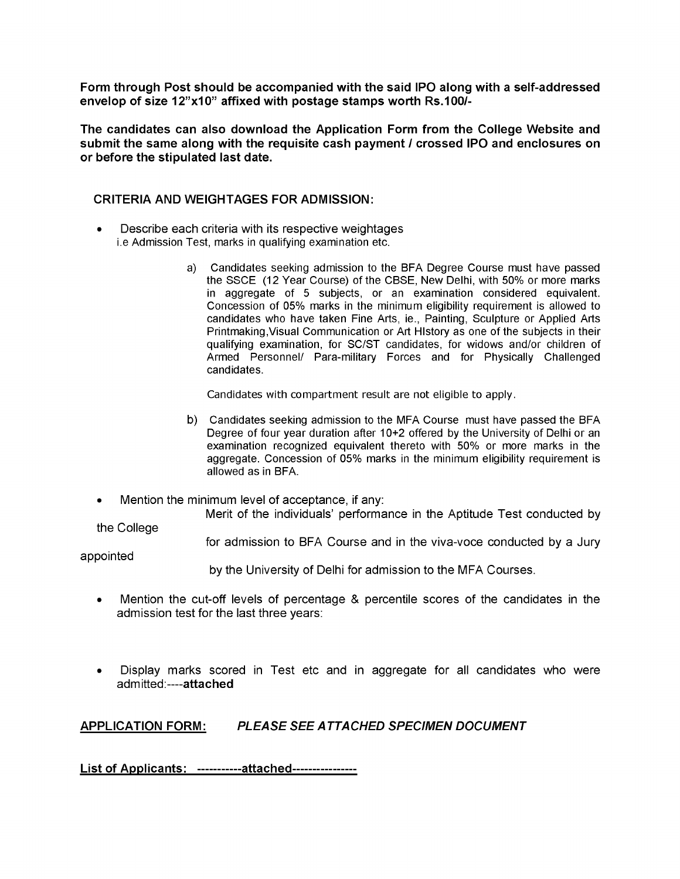**Form through Post should be accompanied with the said IPO along with a self-addressed envelop of size 12"x10" affixed with postage stamps worth Rs.100/-**

**The candidates can also download the Application Form from the College Website and submit the same along with the requisite cash payment / crossed IPO and enclosures on or before the stipulated last date.**

## CRITERIA AND WEIGHTAGES FOR ADMISSION:

- Describe each criteria with its respective weightages
  i.e Admission Test, marks in qualifying examination etc.

  a) Candidates seeking admission to the BFA Degree Course must have passed the SSCE (12 Year Course) of the CBSE, New Delhi, with 50% or more marks in aggregate of 5 subjects, or an examination considered equivalent. Concession of 05% marks in the minimum eligibility requirement is allowed to candidates who have taken Fine Arts, ie., Painting, Sculpture or Applied Arts Printmaking,Visual Communication or Art HIstory as one of the subjects in their qualifying examination, for SC/ST candidates, for widows and/or children of Armed Personnel/ Para-military Forces and for Physically Challenged candidates.

     Candidates with compartment result are not eligible to apply.

  b) Candidates seeking admission to the MFA Course must have passed the BFA Degree of four year duration after 10+2 offered by the University of Delhi or an examination recognized equivalent thereto with 50% or more marks in the aggregate. Concession of 05% marks in the minimum eligibility requirement is allowed as in BFA.

- Mention the minimum level of acceptance, if any:
  Merit of the individuals' performance in the Aptitude Test conducted by the College for admission to BFA Course and in the viva-voce conducted by a Jury appointed by the University of Delhi for admission to the MFA Courses.

- Mention the cut-off levels of percentage & percentile scores of the candidates in the admission test for the last three years:

- Display marks scored in Test etc and in aggregate for all candidates who were admitted:----**attached**

**<u>APPLICATION FORM:</u>** ***PLEASE SEE ATTACHED SPECIMEN DOCUMENT***

**<u>List of Applicants: -----------attached---------------</u>**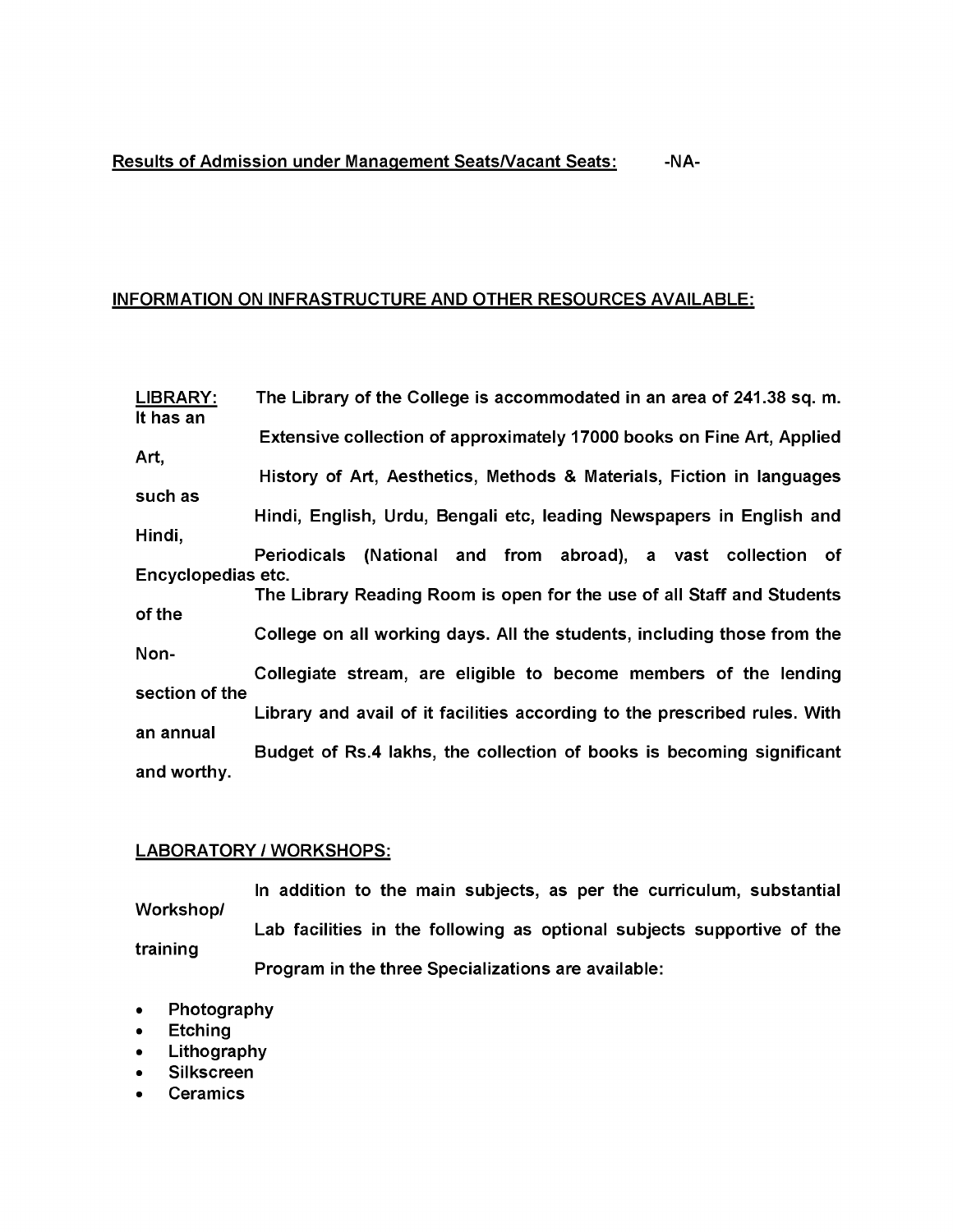**Results of Admission under Management Seats/Vacant Seats:** -NA-

## INFORMATION ON INFRASTRUCTURE AND OTHER RESOURCES AVAILABLE:

**LIBRARY:** The Library of the College is accommodated in an area of 241.38 sq. m. It has an Extensive collection of approximately 17000 books on Fine Art, Applied Art, History of Art, Aesthetics, Methods & Materials, Fiction in languages such as Hindi, English, Urdu, Bengali etc, leading Newspapers in English and Hindi, Periodicals (National and from abroad), a vast collection of Encyclopedias etc.

The Library Reading Room is open for the use of all Staff and Students of the College on all working days. All the students, including those from the Non-Collegiate stream, are eligible to become members of the lending section of the Library and avail of it facilities according to the prescribed rules. With an annual Budget of Rs.4 lakhs, the collection of books is becoming significant and worthy.

**LABORATORY / WORKSHOPS:**

In addition to the main subjects, as per the curriculum, substantial Workshop/ Lab facilities in the following as optional subjects supportive of the training Program in the three Specializations are available:

- Photography
- Etching
- Lithography
- Silkscreen
- Ceramics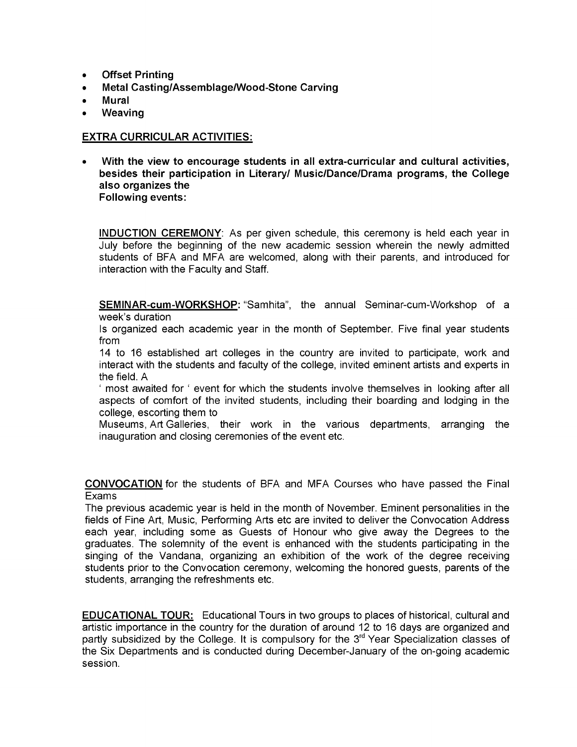- **Offset Printing**
- **Metal Casting/Assemblage/Wood-Stone Carving**
- **Mural**
- **Weaving**

## EXTRA CURRICULAR ACTIVITIES:

- **With the view to encourage students in all extra-curricular and cultural activities, besides their participation in Literary/ Music/Dance/Drama programs, the College also organizes the Following events:**

**INDUCTION CEREMONY**: As per given schedule, this ceremony is held each year in July before the beginning of the new academic session wherein the newly admitted students of BFA and MFA are welcomed, along with their parents, and introduced for interaction with the Faculty and Staff.

**SEMINAR-cum-WORKSHOP:** "Samhita", the annual Seminar-cum-Workshop of a week's duration Is organized each academic year in the month of September. Five final year students from 14 to 16 established art colleges in the country are invited to participate, work and interact with the students and faculty of the college, invited eminent artists and experts in the field. A ' most awaited for ' event for which the students involve themselves in looking after all aspects of comfort of the invited students, including their boarding and lodging in the college, escorting them to Museums, Art Galleries, their work in the various departments, arranging the inauguration and closing ceremonies of the event etc.

**CONVOCATION** for the students of BFA and MFA Courses who have passed the Final Exams The previous academic year is held in the month of November. Eminent personalities in the fields of Fine Art, Music, Performing Arts etc are invited to deliver the Convocation Address each year, including some as Guests of Honour who give away the Degrees to the graduates. The solemnity of the event is enhanced with the students participating in the singing of the Vandana, organizing an exhibition of the work of the degree receiving students prior to the Convocation ceremony, welcoming the honored guests, parents of the students, arranging the refreshments etc.

**EDUCATIONAL TOUR:** Educational Tours in two groups to places of historical, cultural and artistic importance in the country for the duration of around 12 to 16 days are organized and partly subsidized by the College. It is compulsory for the 3rd Year Specialization classes of the Six Departments and is conducted during December-January of the on-going academic session.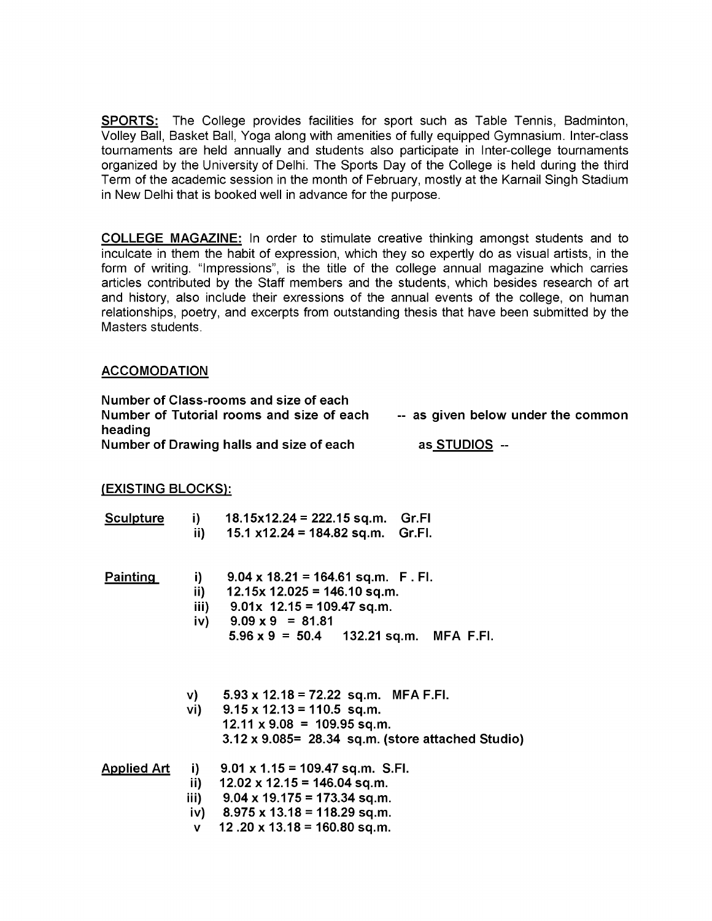**<u>SPORTS:</u>** The College provides facilities for sport such as Table Tennis, Badminton, Volley Ball, Basket Ball, Yoga along with amenities of fully equipped Gymnasium. Inter-class tournaments are held annually and students also participate in Inter-college tournaments organized by the University of Delhi. The Sports Day of the College is held during the third Term of the academic session in the month of February, mostly at the Karnail Singh Stadium in New Delhi that is booked well in advance for the purpose.

**<u>COLLEGE MAGAZINE:</u>** In order to stimulate creative thinking amongst students and to inculcate in them the habit of expression, which they so expertly do as visual artists, in the form of writing. "Impressions", is the title of the college annual magazine which carries articles contributed by the Staff members and the students, which besides research of art and history, also include their exressions of the annual events of the college, on human relationships, poetry, and excerpts from outstanding thesis that have been submitted by the Masters students.

## <u>ACCOMODATION</u>

**Number of Class-rooms and size of each**
**Number of Tutorial rooms and size of each heading** -- **as given below under the common**
**Number of Drawing halls and size of each** **as <u>STUDIOS</u>** --

**<u>(EXISTING BLOCKS):</u>**

**<u>Sculpture</u>**
- i) **18.15x12.24 = 222.15 sq.m. Gr.Fl**
- ii) **15.1 x12.24 = 184.82 sq.m. Gr.Fl.**

**<u>Painting</u>**
- i) **9.04 x 18.21 = 164.61 sq.m. F . Fl.**
- ii) **12.15x 12.025 = 146.10 sq.m.**
- iii) **9.01x 12.15 = 109.47 sq.m.**
- iv) **9.09 x 9 = 81.81**
  **5.96 x 9 = 50.4 132.21 sq.m. MFA F.Fl.**
- v) **5.93 x 12.18 = 72.22 sq.m. MFA F.Fl.**
- vi) **9.15 x 12.13 = 110.5 sq.m.**
  **12.11 x 9.08 = 109.95 sq.m.**
  **3.12 x 9.085= 28.34 sq.m. (store attached Studio)**

**<u>Applied Art</u>**
- i) **9.01 x 1.15 = 109.47 sq.m. S.Fl.**
- ii) **12.02 x 12.15 = 146.04 sq.m.**
- iii) **9.04 x 19.175 = 173.34 sq.m.**
- iv) **8.975 x 13.18 = 118.29 sq.m.**
- v **12 .20 x 13.18 = 160.80 sq.m.**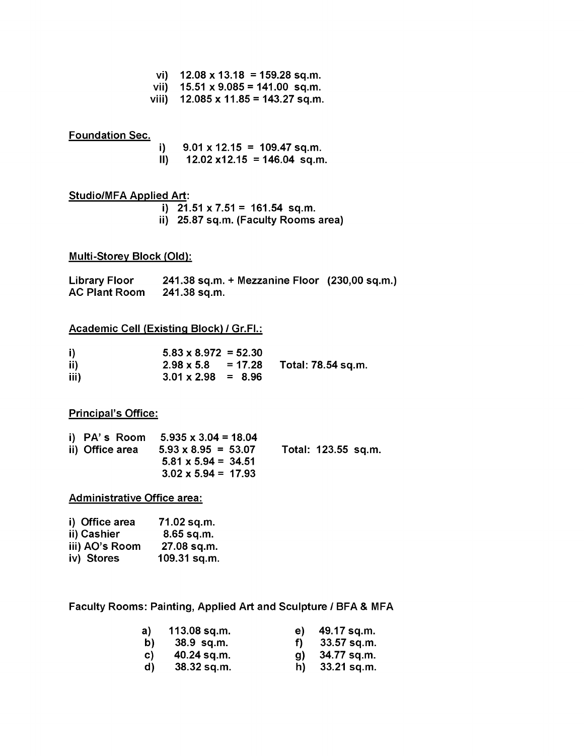vi) 12.08 x 13.18 = 159.28 sq.m.
vii) 15.51 x 9.085 = 141.00 sq.m.
viii) 12.085 x 11.85 = 143.27 sq.m.

**Foundation Sec.**

i) 9.01 x 12.15 = 109.47 sq.m.
II) 12.02 x12.15 = 146.04 sq.m.

**Studio/MFA Applied Art:**

i) 21.51 x 7.51 = 161.54 sq.m.
ii) 25.87 sq.m. (Faculty Rooms area)

**Multi-Storey Block (Old):**

| | |
|---|---|
| Library Floor | 241.38 sq.m. + Mezzanine Floor (230,00 sq.m.) |
| AC Plant Room | 241.38 sq.m. |

**Academic Cell (Existing Block) / Gr.Fl.:**

| | | |
|---|---|---|
| i) | 5.83 x 8.972 = 52.30 | |
| ii) | 2.98 x 5.8 = 17.28 | Total: 78.54 sq.m. |
| iii) | 3.01 x 2.98 = 8.96 | |

**Principal's Office:**

| | | |
|---|---|---|
| i) PA's Room | 5.935 x 3.04 = 18.04 | |
| ii) Office area | 5.93 x 8.95 = 53.07 | Total: 123.55 sq.m. |
| | 5.81 x 5.94 = 34.51 | |
| | 3.02 x 5.94 = 17.93 | |

**Administrative Office area:**

| | |
|---|---|
| i) Office area | 71.02 sq.m. |
| ii) Cashier | 8.65 sq.m. |
| iii) AO's Room | 27.08 sq.m. |
| iv) Stores | 109.31 sq.m. |

Faculty Rooms: Painting, Applied Art and Sculpture / BFA & MFA

| | | | |
|---|---|---|---|
| a) | 113.08 sq.m. | e) | 49.17 sq.m. |
| b) | 38.9 sq.m. | f) | 33.57 sq.m. |
| c) | 40.24 sq.m. | g) | 34.77 sq.m. |
| d) | 38.32 sq.m. | h) | 33.21 sq.m. |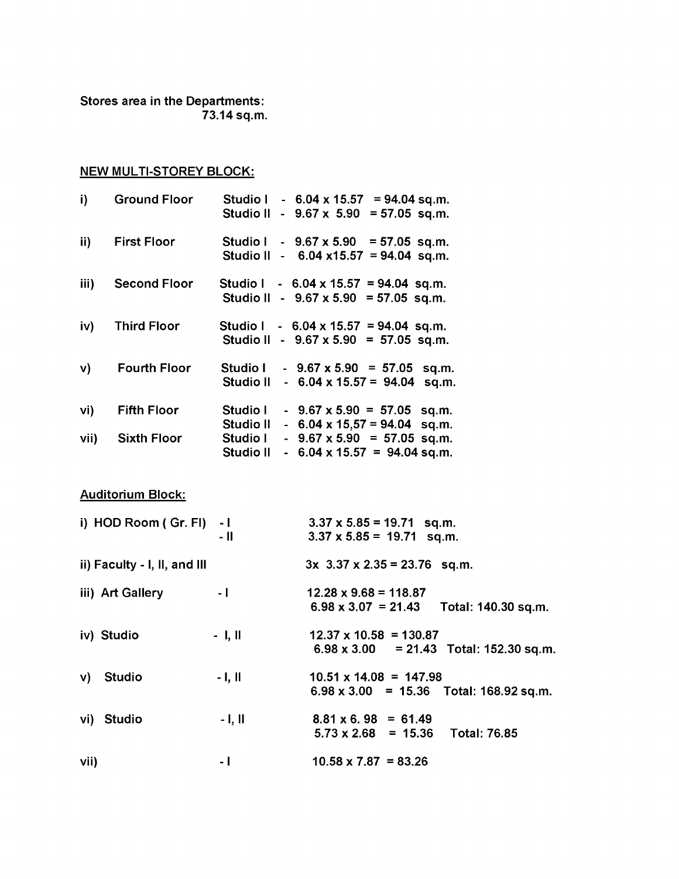Stores area in the Departments:
73.14 sq.m.

NEW MULTI-STOREY BLOCK:

| | | | |
|---|---|---|---|
| i) | Ground Floor | Studio I | - 6.04 x 15.57 = 94.04 sq.m. |
| | | Studio II | - 9.67 x 5.90 = 57.05 sq.m. |
| ii) | First Floor | Studio I | - 9.67 x 5.90 = 57.05 sq.m. |
| | | Studio II | - 6.04 x15.57 = 94.04 sq.m. |
| iii) | Second Floor | Studio I | - 6.04 x 15.57 = 94.04 sq.m. |
| | | Studio II | - 9.67 x 5.90 = 57.05 sq.m. |
| iv) | Third Floor | Studio I | - 6.04 x 15.57 = 94.04 sq.m. |
| | | Studio II | - 9.67 x 5.90 = 57.05 sq.m. |
| v) | Fourth Floor | Studio I | - 9.67 x 5.90 = 57.05 sq.m. |
| | | Studio II | - 6.04 x 15.57 = 94.04 sq.m. |
| vi) | Fifth Floor | Studio I | - 9.67 x 5.90 = 57.05 sq.m. |
| | | Studio II | - 6.04 x 15,57 = 94.04 sq.m. |
| vii) | Sixth Floor | Studio I | - 9.67 x 5.90 = 57.05 sq.m. |
| | | Studio II | - 6.04 x 15.57 = 94.04 sq.m. |

Auditorium Block:

| | | | |
|---|---|---|---|
| i) HOD Room ( Gr. Fl) | - I | 3.37 x 5.85 = 19.71 sq.m. | |
| | - II | 3.37 x 5.85 = 19.71 sq.m. | |
| ii) Faculty - I, II, and III | | 3x 3.37 x 2.35 = 23.76 sq.m. | |
| iii) Art Gallery | - I | 12.28 x 9.68 = 118.87 | |
| | | 6.98 x 3.07 = 21.43 | Total: 140.30 sq.m. |
| iv) Studio | - I, II | 12.37 x 10.58 = 130.87 | |
| | | 6.98 x 3.00 = 21.43 | Total: 152.30 sq.m. |
| v) Studio | - I, II | 10.51 x 14.08 = 147.98 | |
| | | 6.98 x 3.00 = 15.36 | Total: 168.92 sq.m. |
| vi) Studio | - I, II | 8.81 x 6. 98 = 61.49 | |
| | | 5.73 x 2.68 = 15.36 | Total: 76.85 |
| vii) | - I | 10.58 x 7.87 = 83.26 | |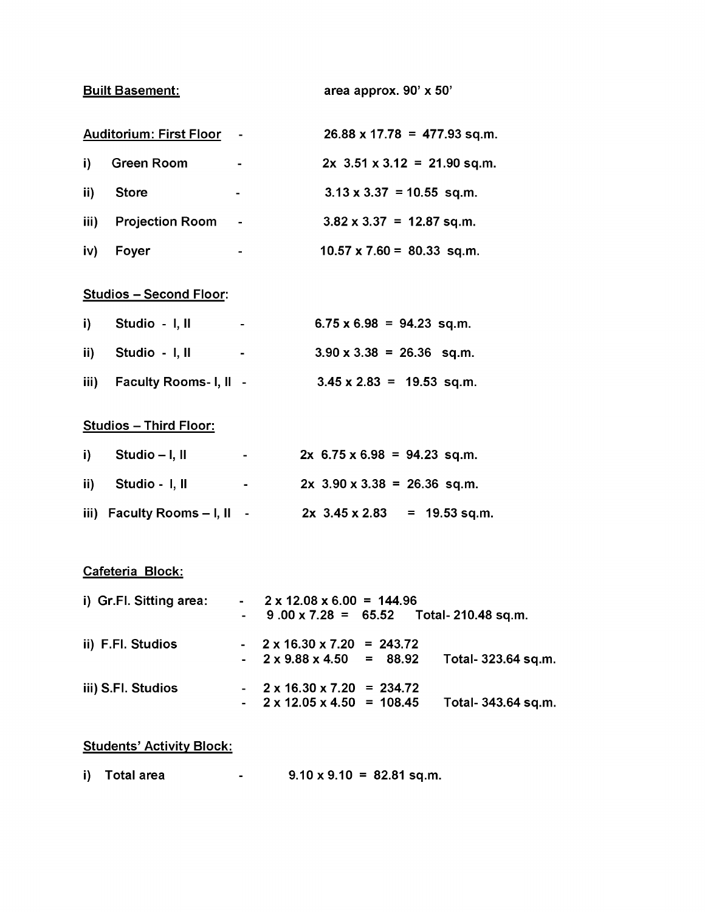**Built Basement:** area approx. 90' x 50'

**Auditorium: First Floor** - 26.88 x 17.78 = 477.93 sq.m.

i) Green Room - 2x 3.51 x 3.12 = 21.90 sq.m.

ii) Store - 3.13 x 3.37 = 10.55 sq.m.

iii) Projection Room - 3.82 x 3.37 = 12.87 sq.m.

iv) Foyer - 10.57 x 7.60 = 80.33 sq.m.

**Studios – Second Floor:**

i) Studio - I, II - 6.75 x 6.98 = 94.23 sq.m.

ii) Studio - I, II - 3.90 x 3.38 = 26.36 sq.m.

iii) Faculty Rooms- I, II - 3.45 x 2.83 = 19.53 sq.m.

**Studios – Third Floor:**

i) Studio – I, II - 2x 6.75 x 6.98 = 94.23 sq.m.

ii) Studio - I, II - 2x 3.90 x 3.38 = 26.36 sq.m.

iii) Faculty Rooms – I, II - 2x 3.45 x 2.83 = 19.53 sq.m.

**Cafeteria Block:**

i) Gr.Fl. Sitting area:
- 2 x 12.08 x 6.00 = 144.96
- 9 .00 x 7.28 = 65.52 Total- 210.48 sq.m.

ii) F.Fl. Studios
- 2 x 16.30 x 7.20 = 243.72
- 2 x 9.88 x 4.50 = 88.92 Total- 323.64 sq.m.

iii) S.Fl. Studios
- 2 x 16.30 x 7.20 = 234.72
- 2 x 12.05 x 4.50 = 108.45 Total- 343.64 sq.m.

**Students' Activity Block:**

i) Total area - 9.10 x 9.10 = 82.81 sq.m.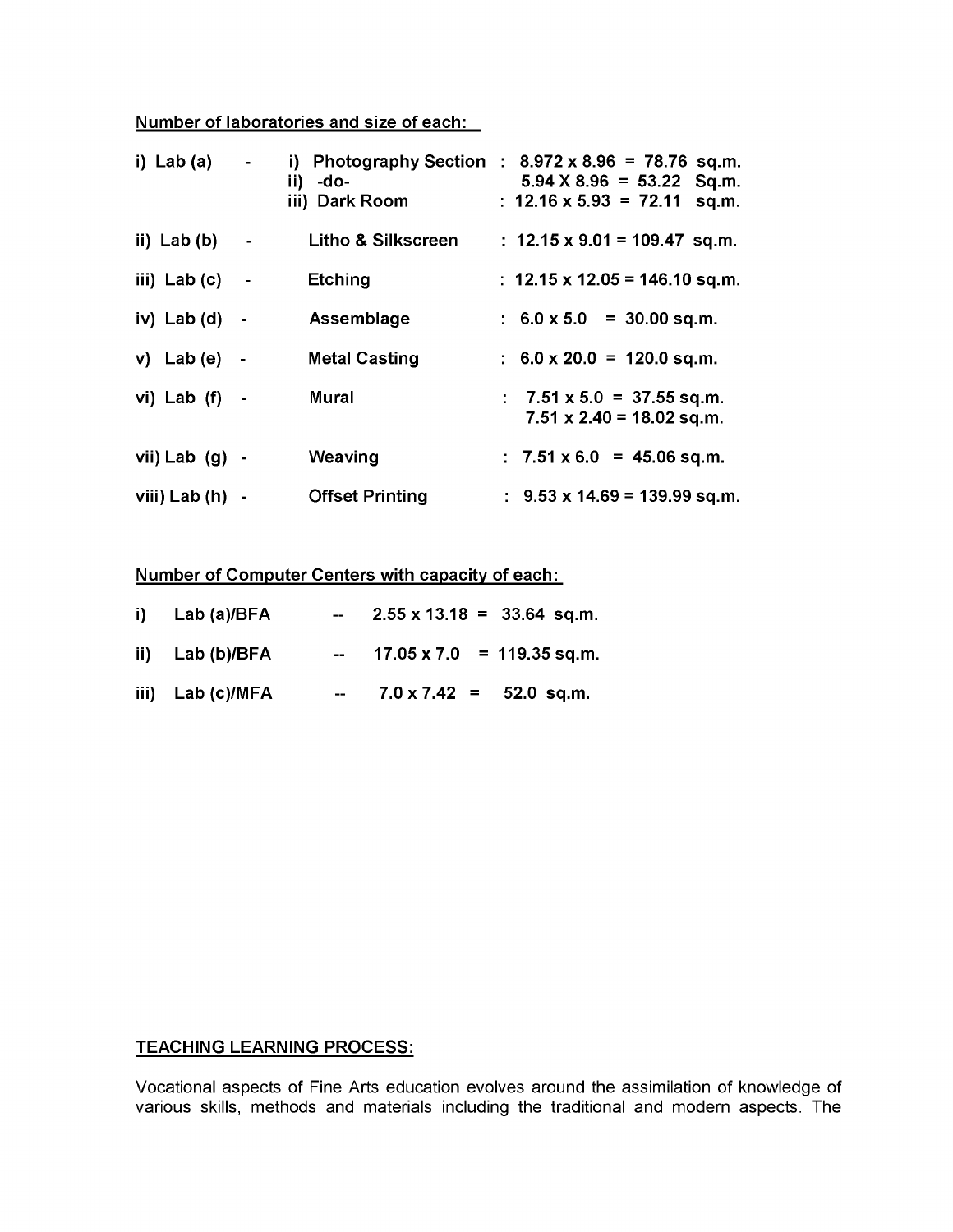Number of laboratories and size of each:

| | | | |
|---|---|---|---|
| i) Lab (a) | - | i) Photography Section | : 8.972 x 8.96 = 78.76 sq.m. |
| | | ii) -do- | 5.94 X 8.96 = 53.22 Sq.m. |
| | | iii) Dark Room | : 12.16 x 5.93 = 72.11 sq.m. |
| ii) Lab (b) | - | Litho & Silkscreen | : 12.15 x 9.01 = 109.47 sq.m. |
| iii) Lab (c) | - | Etching | : 12.15 x 12.05 = 146.10 sq.m. |
| iv) Lab (d) | - | Assemblage | : 6.0 x 5.0 = 30.00 sq.m. |
| v) Lab (e) | - | Metal Casting | : 6.0 x 20.0 = 120.0 sq.m. |
| vi) Lab (f) | - | Mural | : 7.51 x 5.0 = 37.55 sq.m. |
| | | | 7.51 x 2.40 = 18.02 sq.m. |
| vii) Lab (g) | - | Weaving | : 7.51 x 6.0 = 45.06 sq.m. |
| viii) Lab (h) | - | Offset Printing | : 9.53 x 14.69 = 139.99 sq.m. |

Number of Computer Centers with capacity of each:

| | | | |
|---|---|---|---|
| i) | Lab (a)/BFA | -- | 2.55 x 13.18 = 33.64 sq.m. |
| ii) | Lab (b)/BFA | -- | 17.05 x 7.0 = 119.35 sq.m. |
| iii) | Lab (c)/MFA | -- | 7.0 x 7.42 = 52.0 sq.m. |

## TEACHING LEARNING PROCESS:

Vocational aspects of Fine Arts education evolves around the assimilation of knowledge of various skills, methods and materials including the traditional and modern aspects. The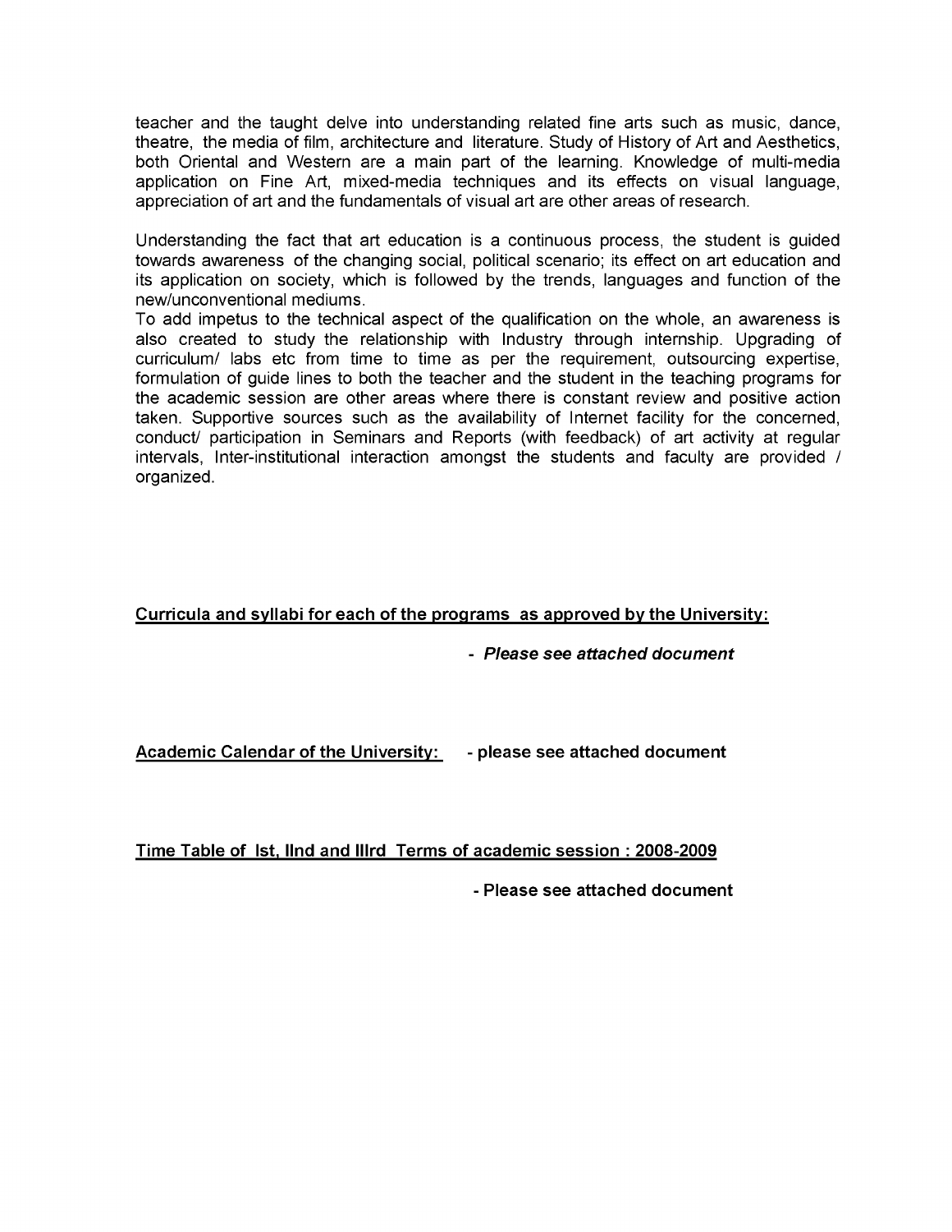teacher and the taught delve into understanding related fine arts such as music, dance, theatre, the media of film, architecture and literature. Study of History of Art and Aesthetics, both Oriental and Western are a main part of the learning. Knowledge of multi-media application on Fine Art, mixed-media techniques and its effects on visual language, appreciation of art and the fundamentals of visual art are other areas of research.

Understanding the fact that art education is a continuous process, the student is guided towards awareness of the changing social, political scenario; its effect on art education and its application on society, which is followed by the trends, languages and function of the new/unconventional mediums.

To add impetus to the technical aspect of the qualification on the whole, an awareness is also created to study the relationship with Industry through internship. Upgrading of curriculum/ labs etc from time to time as per the requirement, outsourcing expertise, formulation of guide lines to both the teacher and the student in the teaching programs for the academic session are other areas where there is constant review and positive action taken. Supportive sources such as the availability of Internet facility for the concerned, conduct/ participation in Seminars and Reports (with feedback) of art activity at regular intervals, Inter-institutional interaction amongst the students and faculty are provided / organized.

**Curricula and syllabi for each of the programs as approved by the University:**

- ***Please see attached document***

**Academic Calendar of the University:** - **please see attached document**

**Time Table of Ist, IInd and IIIrd Terms of academic session : 2008-2009**

- **Please see attached document**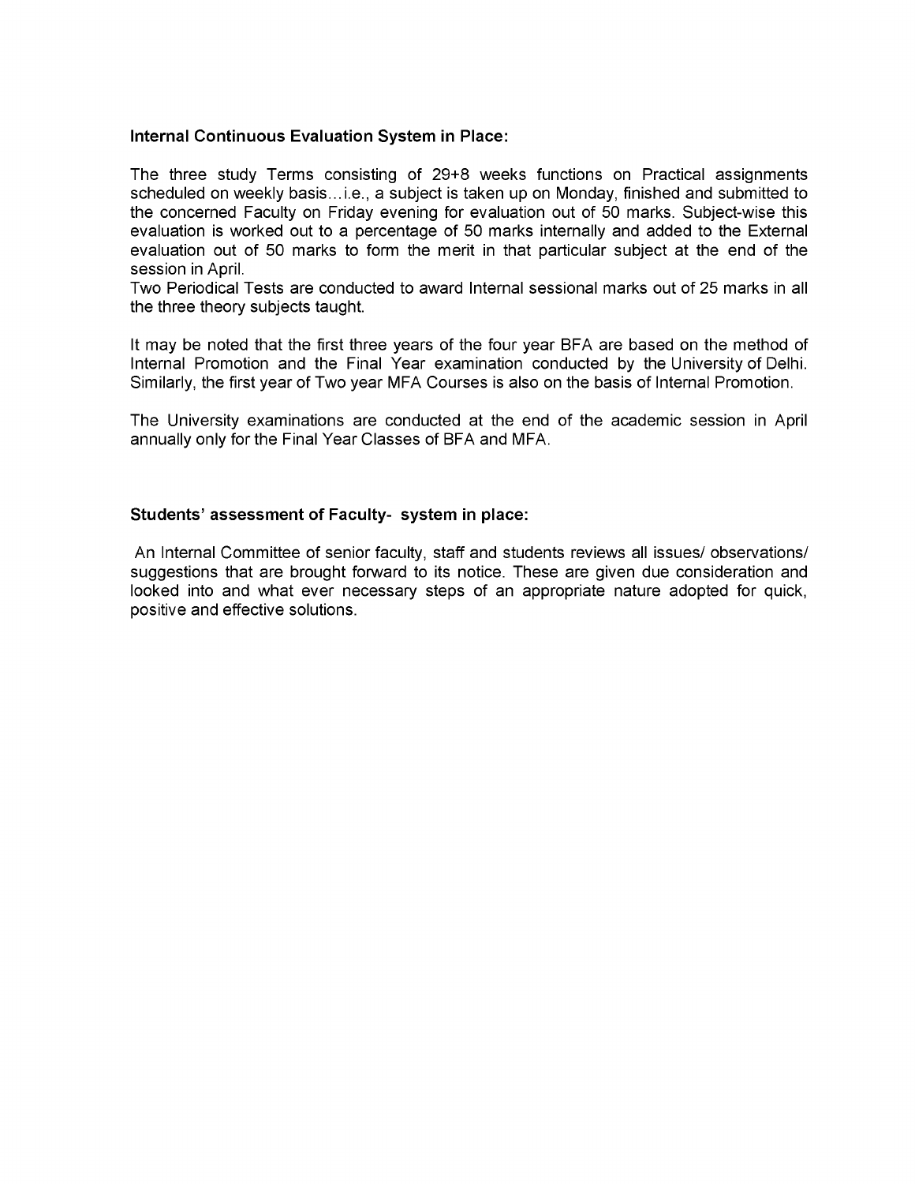**Internal Continuous Evaluation System in Place:**

The three study Terms consisting of 29+8 weeks functions on Practical assignments scheduled on weekly basis…i.e., a subject is taken up on Monday, finished and submitted to the concerned Faculty on Friday evening for evaluation out of 50 marks. Subject-wise this evaluation is worked out to a percentage of 50 marks internally and added to the External evaluation out of 50 marks to form the merit in that particular subject at the end of the session in April.
Two Periodical Tests are conducted to award Internal sessional marks out of 25 marks in all the three theory subjects taught.

It may be noted that the first three years of the four year BFA are based on the method of Internal Promotion and the Final Year examination conducted by the University of Delhi. Similarly, the first year of Two year MFA Courses is also on the basis of Internal Promotion.

The University examinations are conducted at the end of the academic session in April annually only for the Final Year Classes of BFA and MFA.

**Students' assessment of Faculty- system in place:**

An Internal Committee of senior faculty, staff and students reviews all issues/ observations/ suggestions that are brought forward to its notice. These are given due consideration and looked into and what ever necessary steps of an appropriate nature adopted for quick, positive and effective solutions.